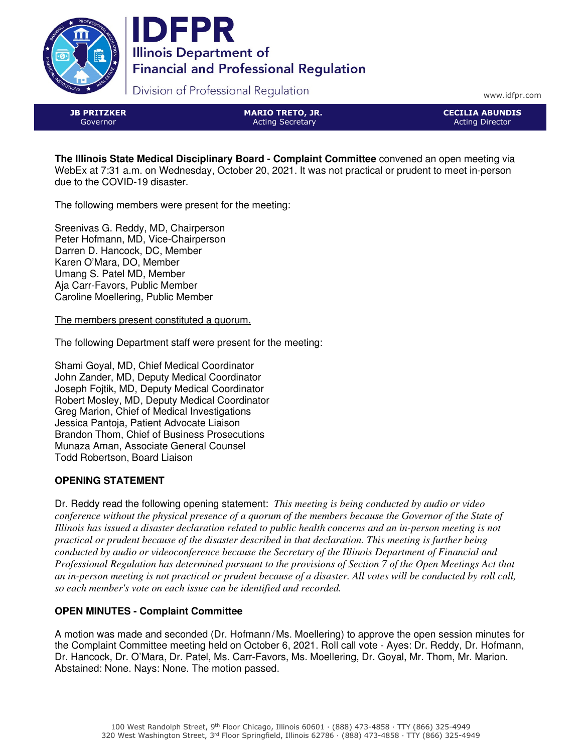**IDFPR**
**Illinois Department of Financial and Professional Regulation**
Division of Professional Regulation

www.idfpr.com

| JB PRITZKER | MARIO TRETO, JR. | CECILIA ABUNDIS |
|---|---|---|
| Governor | Acting Secretary | Acting Director |

**The Illinois State Medical Disciplinary Board - Complaint Committee** convened an open meeting via WebEx at 7:31 a.m. on Wednesday, October 20, 2021. It was not practical or prudent to meet in-person due to the COVID-19 disaster.

The following members were present for the meeting:

Sreenivas G. Reddy, MD, Chairperson
Peter Hofmann, MD, Vice-Chairperson
Darren D. Hancock, DC, Member
Karen O'Mara, DO, Member
Umang S. Patel MD, Member
Aja Carr-Favors, Public Member
Caroline Moellering, Public Member

<u>The members present constituted a quorum.</u>

The following Department staff were present for the meeting:

Shami Goyal, MD, Chief Medical Coordinator
John Zander, MD, Deputy Medical Coordinator
Joseph Fojtik, MD, Deputy Medical Coordinator
Robert Mosley, MD, Deputy Medical Coordinator
Greg Marion, Chief of Medical Investigations
Jessica Pantoja, Patient Advocate Liaison
Brandon Thom, Chief of Business Prosecutions
Munaza Aman, Associate General Counsel
Todd Robertson, Board Liaison

## OPENING STATEMENT

Dr. Reddy read the following opening statement: *This meeting is being conducted by audio or video conference without the physical presence of a quorum of the members because the Governor of the State of Illinois has issued a disaster declaration related to public health concerns and an in-person meeting is not practical or prudent because of the disaster described in that declaration. This meeting is further being conducted by audio or videoconference because the Secretary of the Illinois Department of Financial and Professional Regulation has determined pursuant to the provisions of Section 7 of the Open Meetings Act that an in-person meeting is not practical or prudent because of a disaster. All votes will be conducted by roll call, so each member's vote on each issue can be identified and recorded.*

## OPEN MINUTES - Complaint Committee

A motion was made and seconded (Dr. Hofmann/Ms. Moellering) to approve the open session minutes for the Complaint Committee meeting held on October 6, 2021. Roll call vote - Ayes: Dr. Reddy, Dr. Hofmann, Dr. Hancock, Dr. O'Mara, Dr. Patel, Ms. Carr-Favors, Ms. Moellering, Dr. Goyal, Mr. Thom, Mr. Marion. Abstained: None. Nays: None. The motion passed.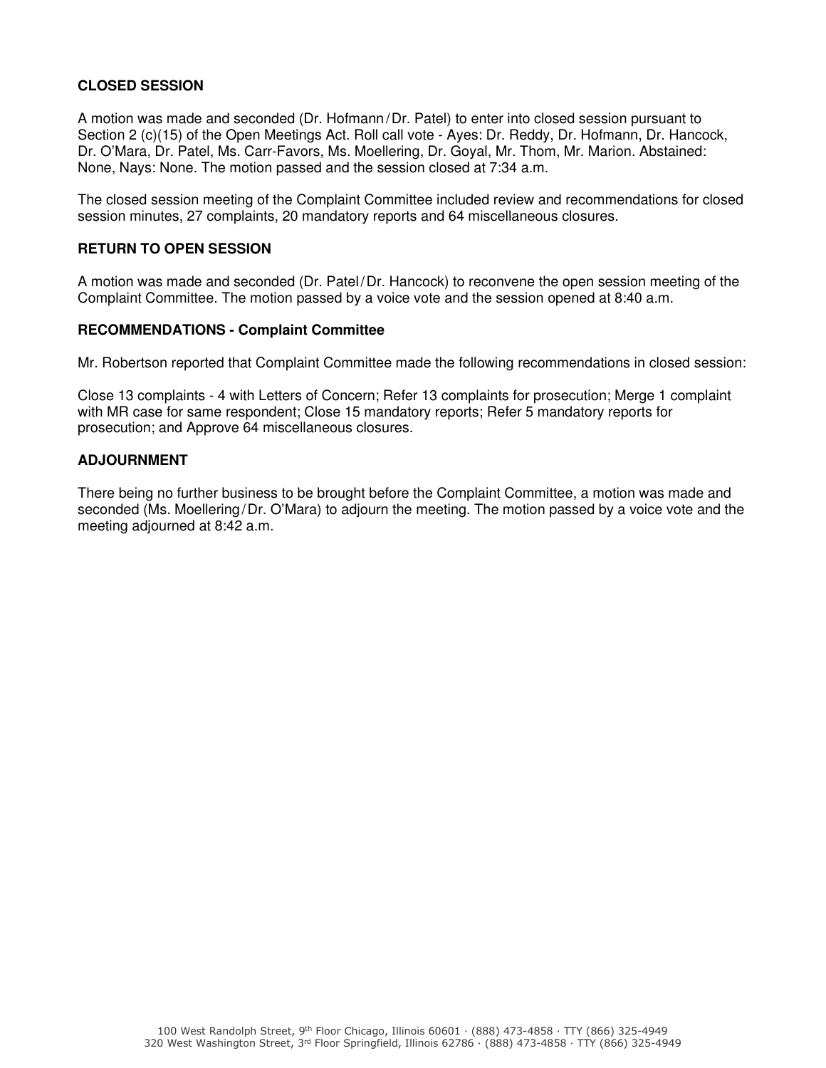**CLOSED SESSION**

A motion was made and seconded (Dr. Hofmann / Dr. Patel) to enter into closed session pursuant to Section 2 (c)(15) of the Open Meetings Act. Roll call vote - Ayes: Dr. Reddy, Dr. Hofmann, Dr. Hancock, Dr. O'Mara, Dr. Patel, Ms. Carr-Favors, Ms. Moellering, Dr. Goyal, Mr. Thom, Mr. Marion. Abstained: None, Nays: None. The motion passed and the session closed at 7:34 a.m.

The closed session meeting of the Complaint Committee included review and recommendations for closed session minutes, 27 complaints, 20 mandatory reports and 64 miscellaneous closures.

**RETURN TO OPEN SESSION**

A motion was made and seconded (Dr. Patel / Dr. Hancock) to reconvene the open session meeting of the Complaint Committee. The motion passed by a voice vote and the session opened at 8:40 a.m.

**RECOMMENDATIONS - Complaint Committee**

Mr. Robertson reported that Complaint Committee made the following recommendations in closed session:

Close 13 complaints - 4 with Letters of Concern; Refer 13 complaints for prosecution; Merge 1 complaint with MR case for same respondent; Close 15 mandatory reports; Refer 5 mandatory reports for prosecution; and Approve 64 miscellaneous closures.

**ADJOURNMENT**

There being no further business to be brought before the Complaint Committee, a motion was made and seconded (Ms. Moellering / Dr. O'Mara) to adjourn the meeting. The motion passed by a voice vote and the meeting adjourned at 8:42 a.m.